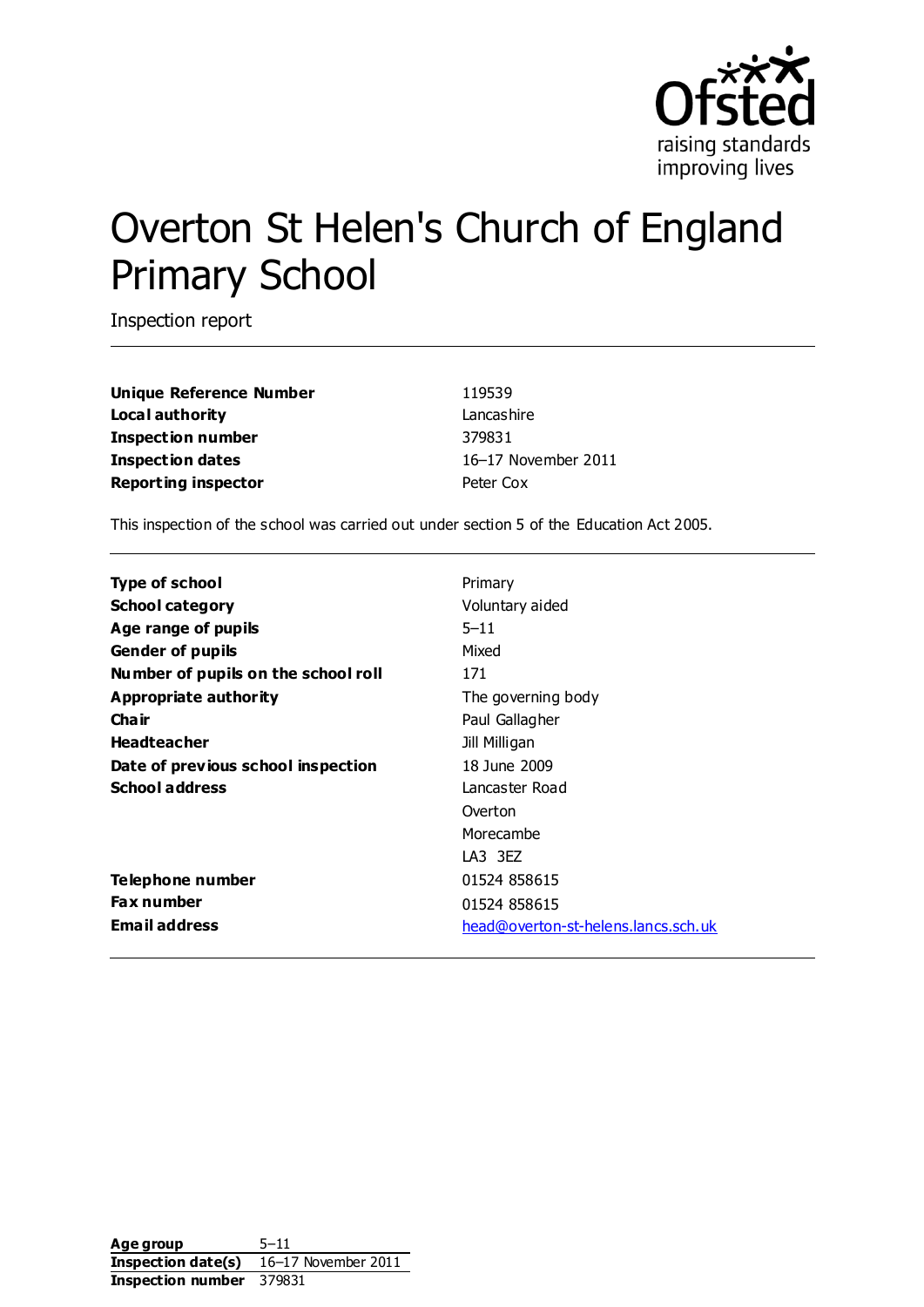# Overton St Helen's Church of England Primary School

Inspection report

| | |
|---|---|
| **Unique Reference Number** | 119539 |
| **Local authority** | Lancashire |
| **Inspection number** | 379831 |
| **Inspection dates** | 16–17 November 2011 |
| **Reporting inspector** | Peter Cox |

This inspection of the school was carried out under section 5 of the Education Act 2005.

| | |
|---|---|
| **Type of school** | Primary |
| **School category** | Voluntary aided |
| **Age range of pupils** | 5–11 |
| **Gender of pupils** | Mixed |
| **Number of pupils on the school roll** | 171 |
| **Appropriate authority** | The governing body |
| **Chair** | Paul Gallagher |
| **Headteacher** | Jill Milligan |
| **Date of previous school inspection** | 18 June 2009 |
| **School address** | Lancaster Road<br>Overton<br>Morecambe<br>LA3 3EZ |
| **Telephone number** | 01524 858615 |
| **Fax number** | 01524 858615 |
| **Email address** | head@overton-st-helens.lancs.sch.uk |

| | |
|---|---|
| **Age group** | 5–11 |
| **Inspection date(s)** | 16–17 November 2011 |
| **Inspection number** | 379831 |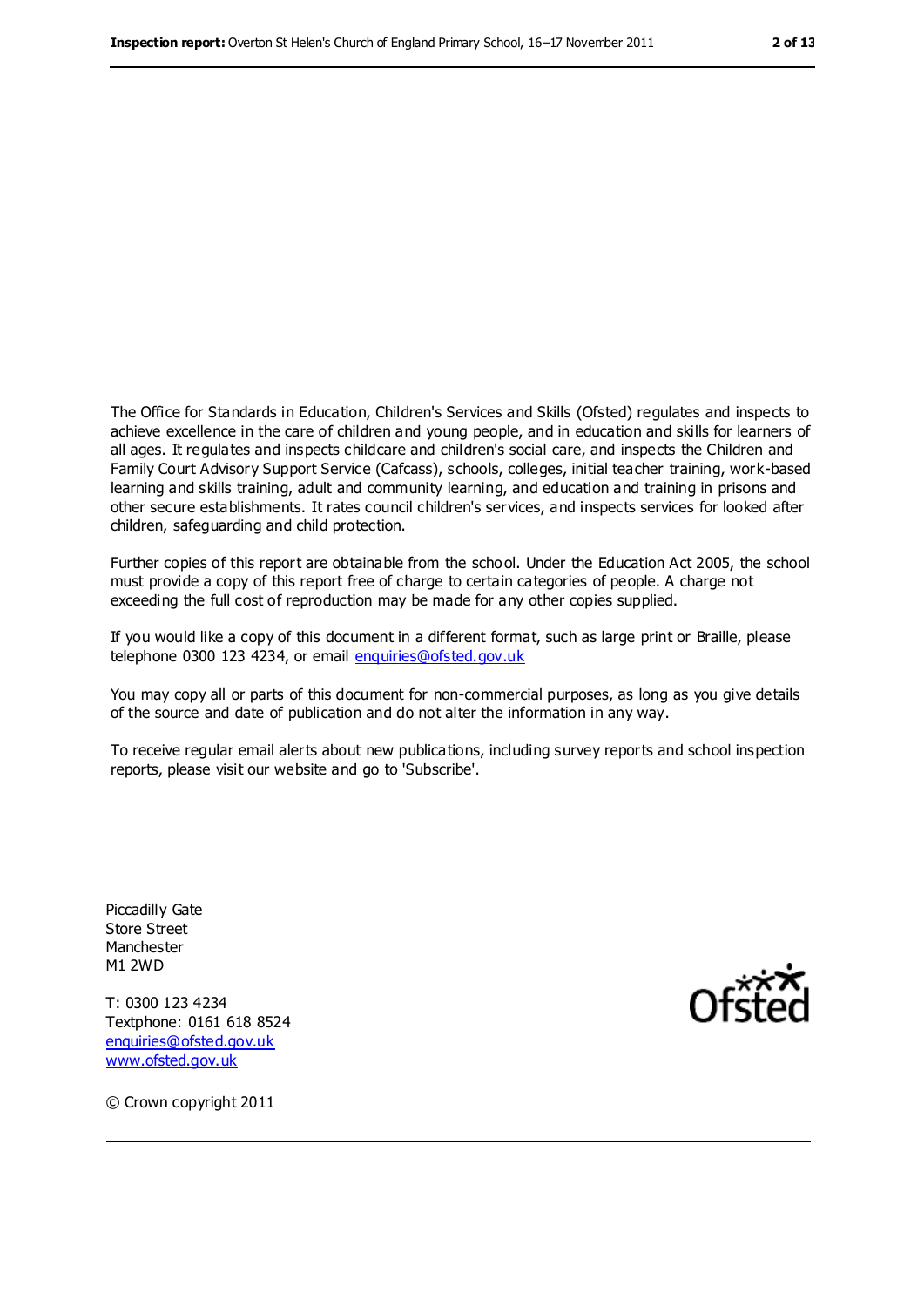The Office for Standards in Education, Children's Services and Skills (Ofsted) regulates and inspects to achieve excellence in the care of children and young people, and in education and skills for learners of all ages. It regulates and inspects childcare and children's social care, and inspects the Children and Family Court Advisory Support Service (Cafcass), schools, colleges, initial teacher training, work-based learning and skills training, adult and community learning, and education and training in prisons and other secure establishments. It rates council children's services, and inspects services for looked after children, safeguarding and child protection.

Further copies of this report are obtainable from the school. Under the Education Act 2005, the school must provide a copy of this report free of charge to certain categories of people. A charge not exceeding the full cost of reproduction may be made for any other copies supplied.

If you would like a copy of this document in a different format, such as large print or Braille, please telephone 0300 123 4234, or email enquiries@ofsted.gov.uk

You may copy all or parts of this document for non-commercial purposes, as long as you give details of the source and date of publication and do not alter the information in any way.

To receive regular email alerts about new publications, including survey reports and school inspection reports, please visit our website and go to 'Subscribe'.

Piccadilly Gate
Store Street
Manchester
M1 2WD

T: 0300 123 4234
Textphone: 0161 618 8524
enquiries@ofsted.gov.uk
www.ofsted.gov.uk

Ofsted

© Crown copyright 2011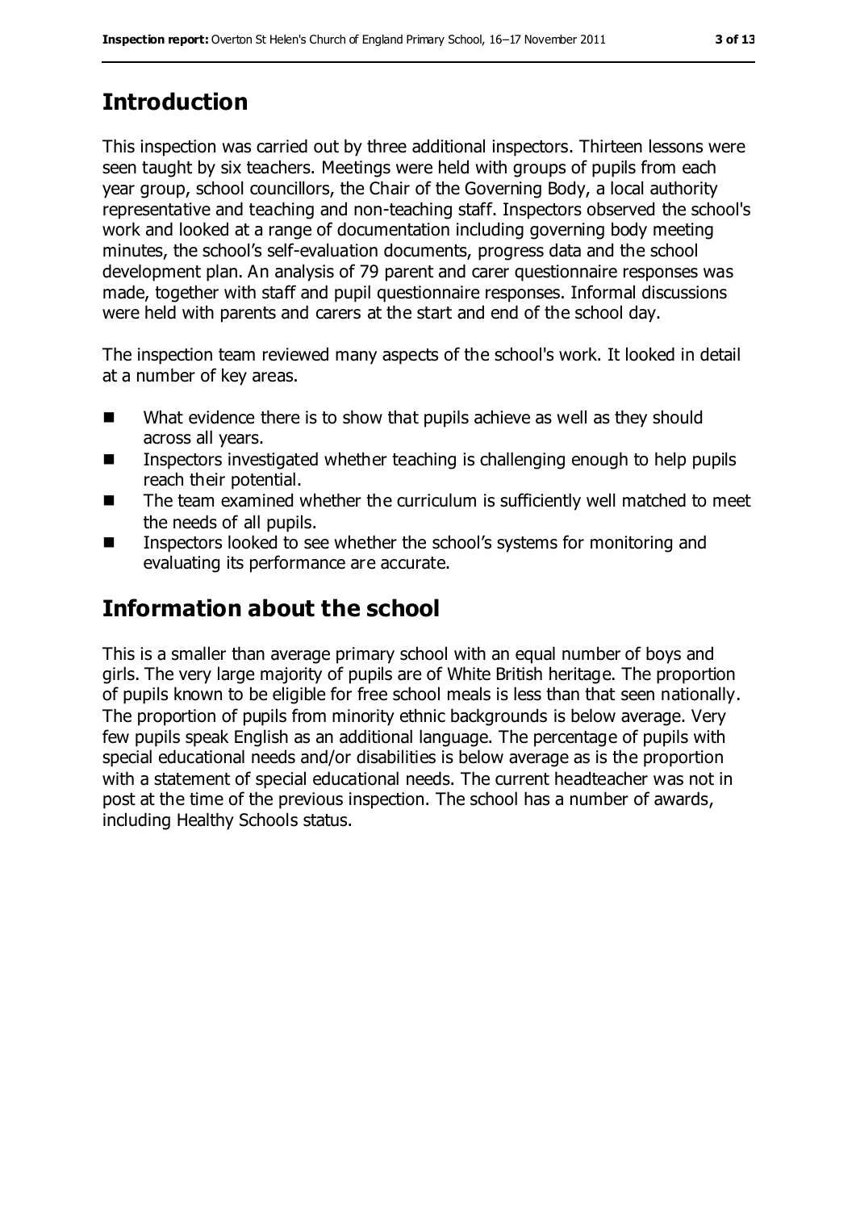## Introduction

This inspection was carried out by three additional inspectors. Thirteen lessons were seen taught by six teachers. Meetings were held with groups of pupils from each year group, school councillors, the Chair of the Governing Body, a local authority representative and teaching and non-teaching staff. Inspectors observed the school's work and looked at a range of documentation including governing body meeting minutes, the school's self-evaluation documents, progress data and the school development plan. An analysis of 79 parent and carer questionnaire responses was made, together with staff and pupil questionnaire responses. Informal discussions were held with parents and carers at the start and end of the school day.

The inspection team reviewed many aspects of the school's work. It looked in detail at a number of key areas.

- What evidence there is to show that pupils achieve as well as they should across all years.
- Inspectors investigated whether teaching is challenging enough to help pupils reach their potential.
- The team examined whether the curriculum is sufficiently well matched to meet the needs of all pupils.
- Inspectors looked to see whether the school's systems for monitoring and evaluating its performance are accurate.

## Information about the school

This is a smaller than average primary school with an equal number of boys and girls. The very large majority of pupils are of White British heritage. The proportion of pupils known to be eligible for free school meals is less than that seen nationally. The proportion of pupils from minority ethnic backgrounds is below average. Very few pupils speak English as an additional language. The percentage of pupils with special educational needs and/or disabilities is below average as is the proportion with a statement of special educational needs. The current headteacher was not in post at the time of the previous inspection. The school has a number of awards, including Healthy Schools status.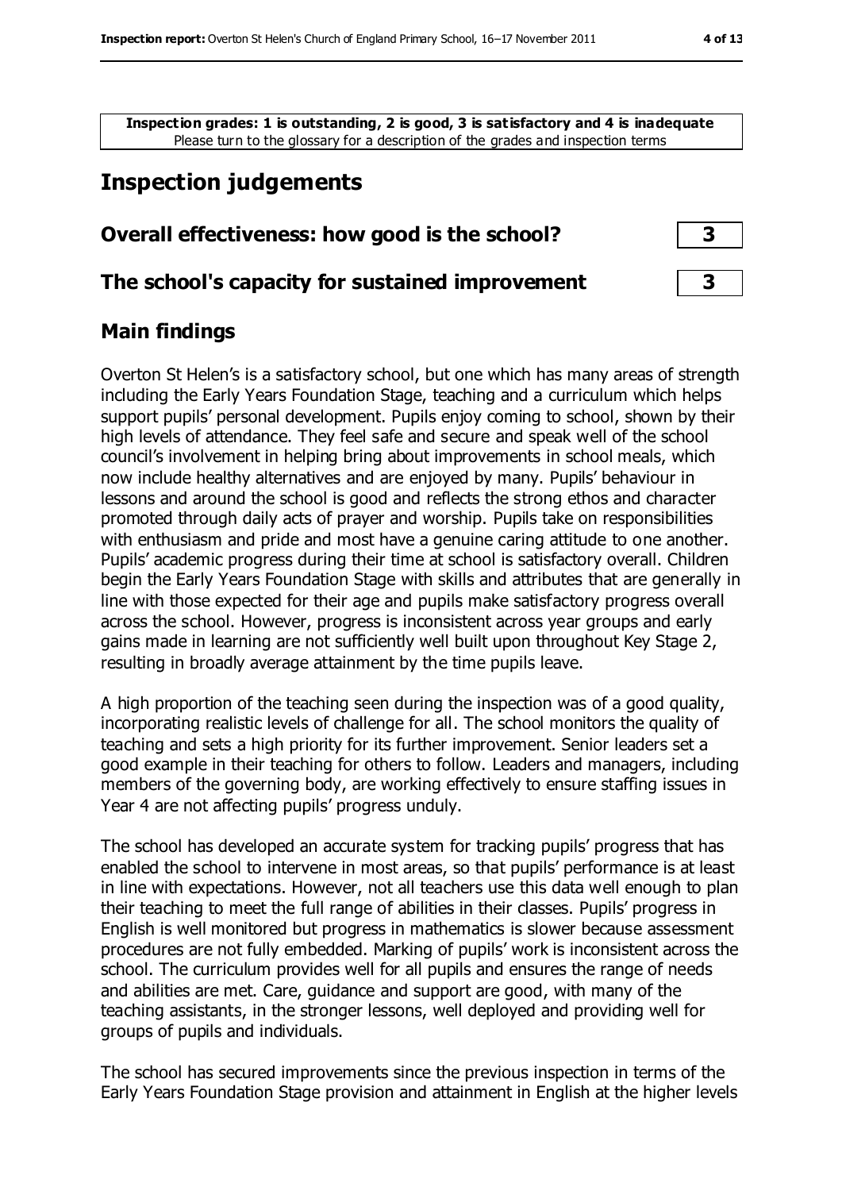**Inspection grades: 1 is outstanding, 2 is good, 3 is satisfactory and 4 is inadequate**
Please turn to the glossary for a description of the grades and inspection terms

# Inspection judgements

## Overall effectiveness: how good is the school? 3

## The school's capacity for sustained improvement 3

## Main findings

Overton St Helen's is a satisfactory school, but one which has many areas of strength including the Early Years Foundation Stage, teaching and a curriculum which helps support pupils' personal development. Pupils enjoy coming to school, shown by their high levels of attendance. They feel safe and secure and speak well of the school council's involvement in helping bring about improvements in school meals, which now include healthy alternatives and are enjoyed by many. Pupils' behaviour in lessons and around the school is good and reflects the strong ethos and character promoted through daily acts of prayer and worship. Pupils take on responsibilities with enthusiasm and pride and most have a genuine caring attitude to one another. Pupils' academic progress during their time at school is satisfactory overall. Children begin the Early Years Foundation Stage with skills and attributes that are generally in line with those expected for their age and pupils make satisfactory progress overall across the school. However, progress is inconsistent across year groups and early gains made in learning are not sufficiently well built upon throughout Key Stage 2, resulting in broadly average attainment by the time pupils leave.

A high proportion of the teaching seen during the inspection was of a good quality, incorporating realistic levels of challenge for all. The school monitors the quality of teaching and sets a high priority for its further improvement. Senior leaders set a good example in their teaching for others to follow. Leaders and managers, including members of the governing body, are working effectively to ensure staffing issues in Year 4 are not affecting pupils' progress unduly.

The school has developed an accurate system for tracking pupils' progress that has enabled the school to intervene in most areas, so that pupils' performance is at least in line with expectations. However, not all teachers use this data well enough to plan their teaching to meet the full range of abilities in their classes. Pupils' progress in English is well monitored but progress in mathematics is slower because assessment procedures are not fully embedded. Marking of pupils' work is inconsistent across the school. The curriculum provides well for all pupils and ensures the range of needs and abilities are met. Care, guidance and support are good, with many of the teaching assistants, in the stronger lessons, well deployed and providing well for groups of pupils and individuals.

The school has secured improvements since the previous inspection in terms of the Early Years Foundation Stage provision and attainment in English at the higher levels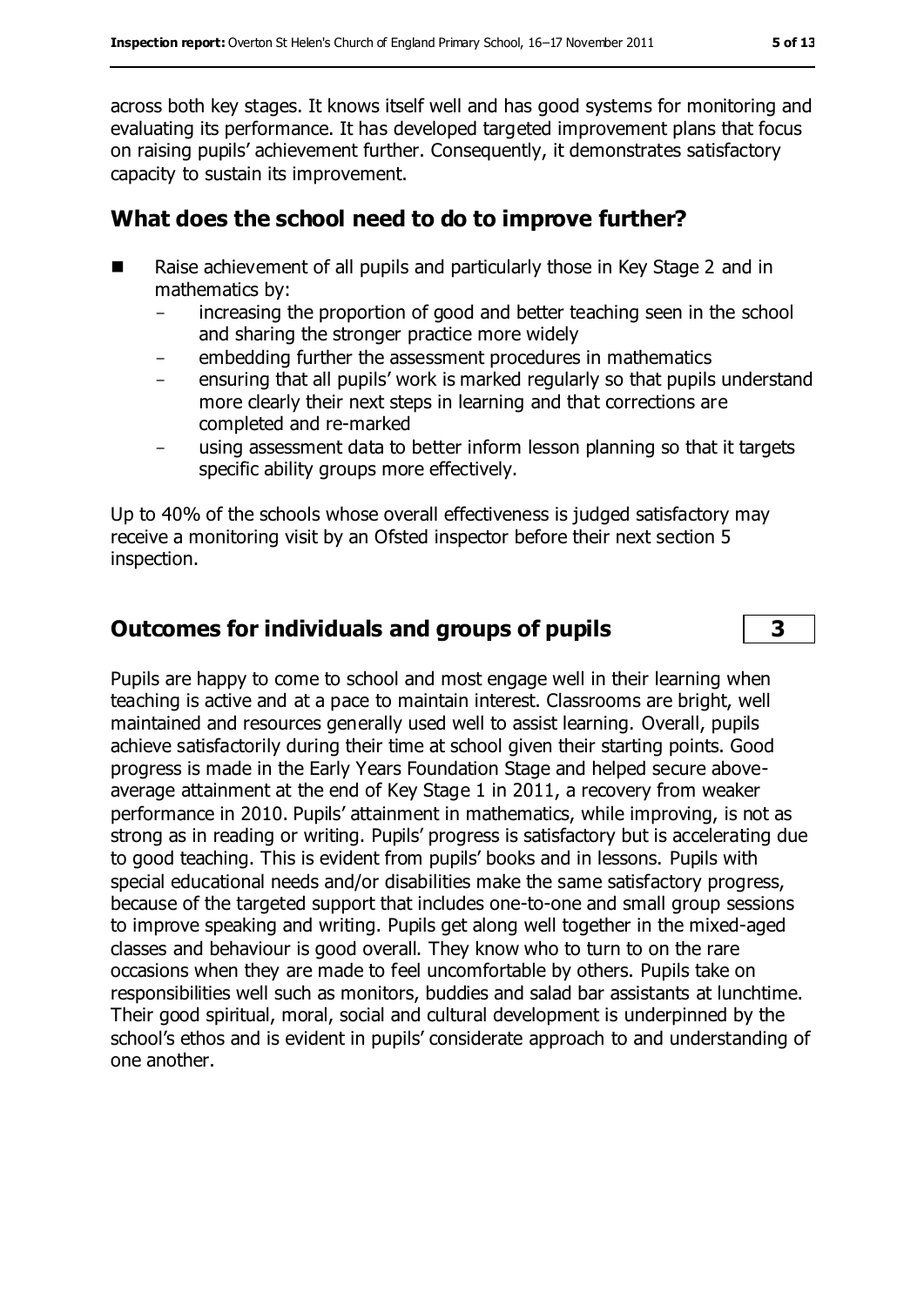across both key stages. It knows itself well and has good systems for monitoring and evaluating its performance. It has developed targeted improvement plans that focus on raising pupils' achievement further. Consequently, it demonstrates satisfactory capacity to sustain its improvement.

## What does the school need to do to improve further?

- Raise achievement of all pupils and particularly those in Key Stage 2 and in mathematics by:
  - increasing the proportion of good and better teaching seen in the school and sharing the stronger practice more widely
  - embedding further the assessment procedures in mathematics
  - ensuring that all pupils' work is marked regularly so that pupils understand more clearly their next steps in learning and that corrections are completed and re-marked
  - using assessment data to better inform lesson planning so that it targets specific ability groups more effectively.

Up to 40% of the schools whose overall effectiveness is judged satisfactory may receive a monitoring visit by an Ofsted inspector before their next section 5 inspection.

## Outcomes for individuals and groups of pupils **3**

Pupils are happy to come to school and most engage well in their learning when teaching is active and at a pace to maintain interest. Classrooms are bright, well maintained and resources generally used well to assist learning. Overall, pupils achieve satisfactorily during their time at school given their starting points. Good progress is made in the Early Years Foundation Stage and helped secure above-average attainment at the end of Key Stage 1 in 2011, a recovery from weaker performance in 2010. Pupils' attainment in mathematics, while improving, is not as strong as in reading or writing. Pupils' progress is satisfactory but is accelerating due to good teaching. This is evident from pupils' books and in lessons. Pupils with special educational needs and/or disabilities make the same satisfactory progress, because of the targeted support that includes one-to-one and small group sessions to improve speaking and writing. Pupils get along well together in the mixed-aged classes and behaviour is good overall. They know who to turn to on the rare occasions when they are made to feel uncomfortable by others. Pupils take on responsibilities well such as monitors, buddies and salad bar assistants at lunchtime. Their good spiritual, moral, social and cultural development is underpinned by the school's ethos and is evident in pupils' considerate approach to and understanding of one another.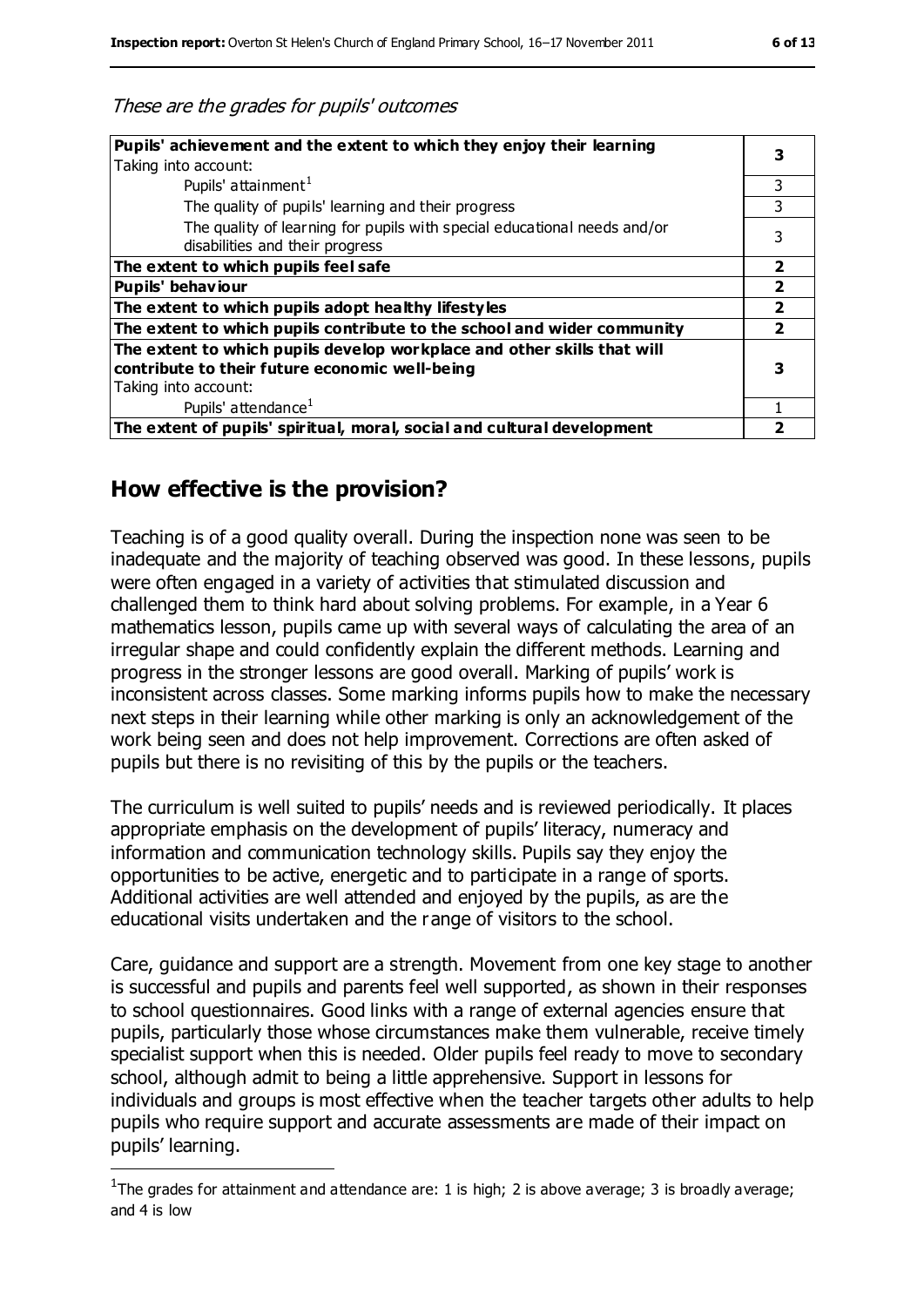*These are the grades for pupils' outcomes*

| | |
|---|---|
| **Pupils' achievement and the extent to which they enjoy their learning**<br>Taking into account: | **3** |
| Pupils' attainment[1] | 3 |
| The quality of pupils' learning and their progress | 3 |
| The quality of learning for pupils with special educational needs and/or disabilities and their progress | 3 |
| **The extent to which pupils feel safe** | **2** |
| **Pupils' behaviour** | **2** |
| **The extent to which pupils adopt healthy lifestyles** | **2** |
| **The extent to which pupils contribute to the school and wider community** | **2** |
| **The extent to which pupils develop workplace and other skills that will contribute to their future economic well-being**<br>Taking into account: | **3** |
| Pupils' attendance[1] | 1 |
| **The extent of pupils' spiritual, moral, social and cultural development** | **2** |

## How effective is the provision?

Teaching is of a good quality overall. During the inspection none was seen to be inadequate and the majority of teaching observed was good. In these lessons, pupils were often engaged in a variety of activities that stimulated discussion and challenged them to think hard about solving problems. For example, in a Year 6 mathematics lesson, pupils came up with several ways of calculating the area of an irregular shape and could confidently explain the different methods. Learning and progress in the stronger lessons are good overall. Marking of pupils' work is inconsistent across classes. Some marking informs pupils how to make the necessary next steps in their learning while other marking is only an acknowledgement of the work being seen and does not help improvement. Corrections are often asked of pupils but there is no revisiting of this by the pupils or the teachers.

The curriculum is well suited to pupils' needs and is reviewed periodically. It places appropriate emphasis on the development of pupils' literacy, numeracy and information and communication technology skills. Pupils say they enjoy the opportunities to be active, energetic and to participate in a range of sports. Additional activities are well attended and enjoyed by the pupils, as are the educational visits undertaken and the range of visitors to the school.

Care, guidance and support are a strength. Movement from one key stage to another is successful and pupils and parents feel well supported, as shown in their responses to school questionnaires. Good links with a range of external agencies ensure that pupils, particularly those whose circumstances make them vulnerable, receive timely specialist support when this is needed. Older pupils feel ready to move to secondary school, although admit to being a little apprehensive. Support in lessons for individuals and groups is most effective when the teacher targets other adults to help pupils who require support and accurate assessments are made of their impact on pupils' learning.

[1] The grades for attainment and attendance are: 1 is high; 2 is above average; 3 is broadly average; and 4 is low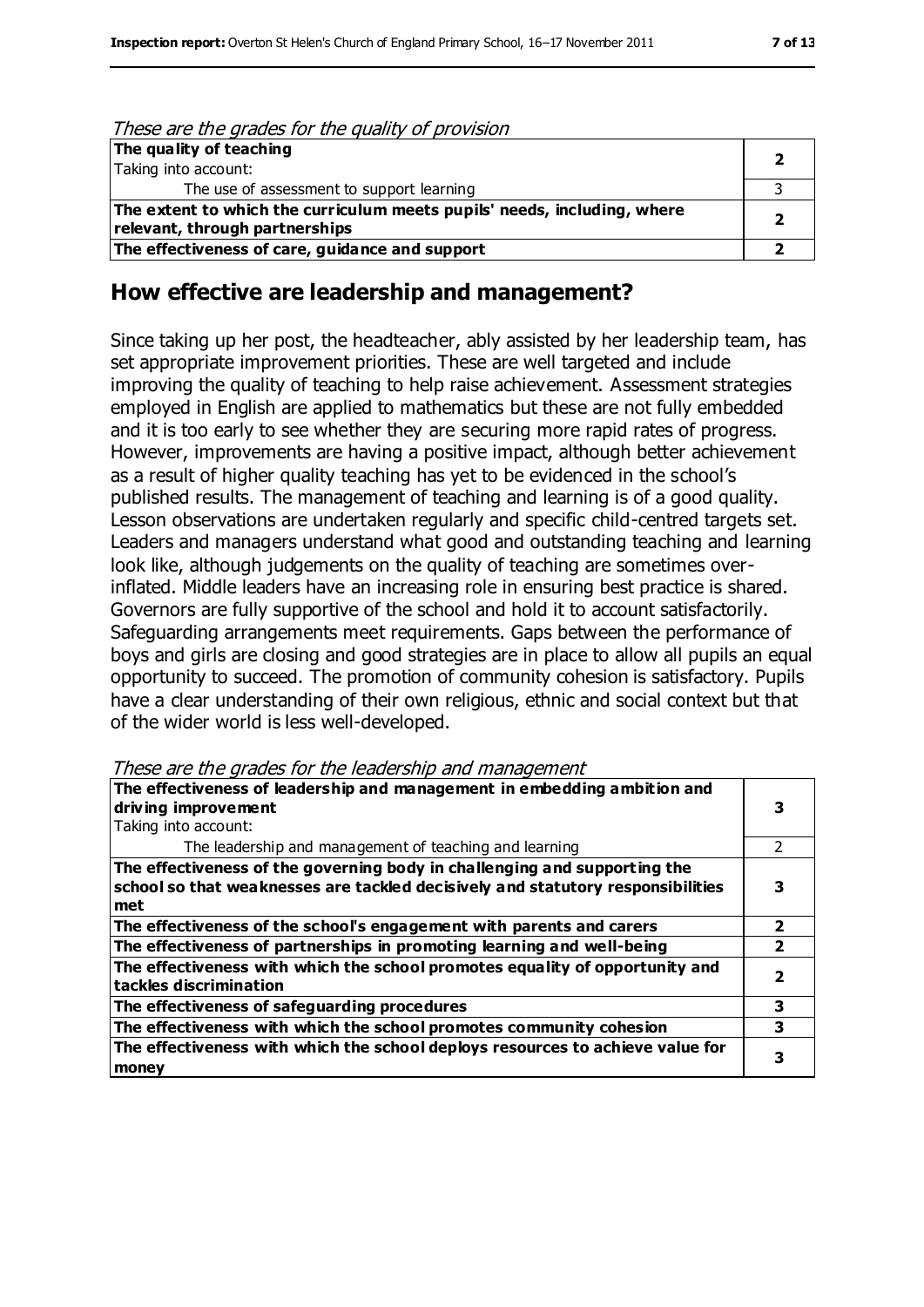*These are the grades for the quality of provision*

| | |
|---|---|
| **The quality of teaching**<br>Taking into account: | **2** |
| The use of assessment to support learning | 3 |
| **The extent to which the curriculum meets pupils' needs, including, where relevant, through partnerships** | **2** |
| **The effectiveness of care, guidance and support** | **2** |

## How effective are leadership and management?

Since taking up her post, the headteacher, ably assisted by her leadership team, has set appropriate improvement priorities. These are well targeted and include improving the quality of teaching to help raise achievement. Assessment strategies employed in English are applied to mathematics but these are not fully embedded and it is too early to see whether they are securing more rapid rates of progress. However, improvements are having a positive impact, although better achievement as a result of higher quality teaching has yet to be evidenced in the school's published results. The management of teaching and learning is of a good quality. Lesson observations are undertaken regularly and specific child-centred targets set. Leaders and managers understand what good and outstanding teaching and learning look like, although judgements on the quality of teaching are sometimes over-inflated. Middle leaders have an increasing role in ensuring best practice is shared. Governors are fully supportive of the school and hold it to account satisfactorily. Safeguarding arrangements meet requirements. Gaps between the performance of boys and girls are closing and good strategies are in place to allow all pupils an equal opportunity to succeed. The promotion of community cohesion is satisfactory. Pupils have a clear understanding of their own religious, ethnic and social context but that of the wider world is less well-developed.

*These are the grades for the leadership and management*

| | |
|---|---|
| **The effectiveness of leadership and management in embedding ambition and driving improvement**<br>Taking into account: | **3** |
| The leadership and management of teaching and learning | 2 |
| **The effectiveness of the governing body in challenging and supporting the school so that weaknesses are tackled decisively and statutory responsibilities met** | **3** |
| **The effectiveness of the school's engagement with parents and carers** | **2** |
| **The effectiveness of partnerships in promoting learning and well-being** | **2** |
| **The effectiveness with which the school promotes equality of opportunity and tackles discrimination** | **2** |
| **The effectiveness of safeguarding procedures** | **3** |
| **The effectiveness with which the school promotes community cohesion** | **3** |
| **The effectiveness with which the school deploys resources to achieve value for money** | **3** |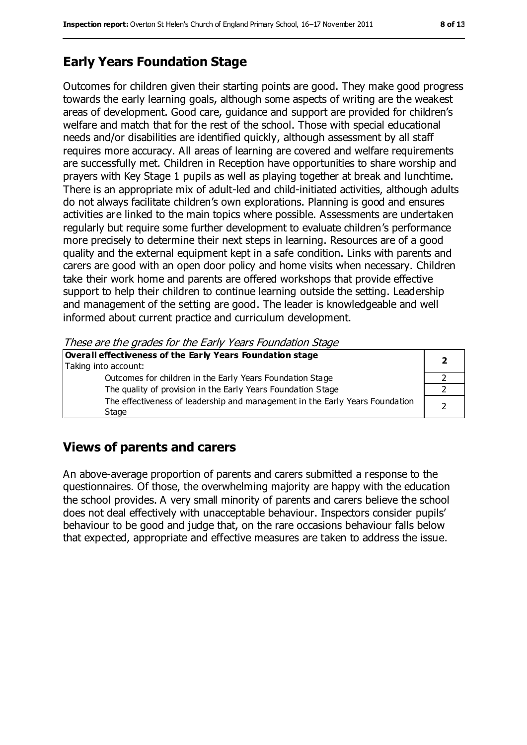## Early Years Foundation Stage

Outcomes for children given their starting points are good. They make good progress towards the early learning goals, although some aspects of writing are the weakest areas of development. Good care, guidance and support are provided for children's welfare and match that for the rest of the school. Those with special educational needs and/or disabilities are identified quickly, although assessment by all staff requires more accuracy. All areas of learning are covered and welfare requirements are successfully met. Children in Reception have opportunities to share worship and prayers with Key Stage 1 pupils as well as playing together at break and lunchtime. There is an appropriate mix of adult-led and child-initiated activities, although adults do not always facilitate children's own explorations. Planning is good and ensures activities are linked to the main topics where possible. Assessments are undertaken regularly but require some further development to evaluate children's performance more precisely to determine their next steps in learning. Resources are of a good quality and the external equipment kept in a safe condition. Links with parents and carers are good with an open door policy and home visits when necessary. Children take their work home and parents are offered workshops that provide effective support to help their children to continue learning outside the setting. Leadership and management of the setting are good. The leader is knowledgeable and well informed about current practice and curriculum development.

*These are the grades for the Early Years Foundation Stage*

| **Overall effectiveness of the Early Years Foundation stage** Taking into account: | **2** |
|---|---|
| Outcomes for children in the Early Years Foundation Stage | 2 |
| The quality of provision in the Early Years Foundation Stage | 2 |
| The effectiveness of leadership and management in the Early Years Foundation Stage | 2 |

## Views of parents and carers

An above-average proportion of parents and carers submitted a response to the questionnaires. Of those, the overwhelming majority are happy with the education the school provides. A very small minority of parents and carers believe the school does not deal effectively with unacceptable behaviour. Inspectors consider pupils' behaviour to be good and judge that, on the rare occasions behaviour falls below that expected, appropriate and effective measures are taken to address the issue.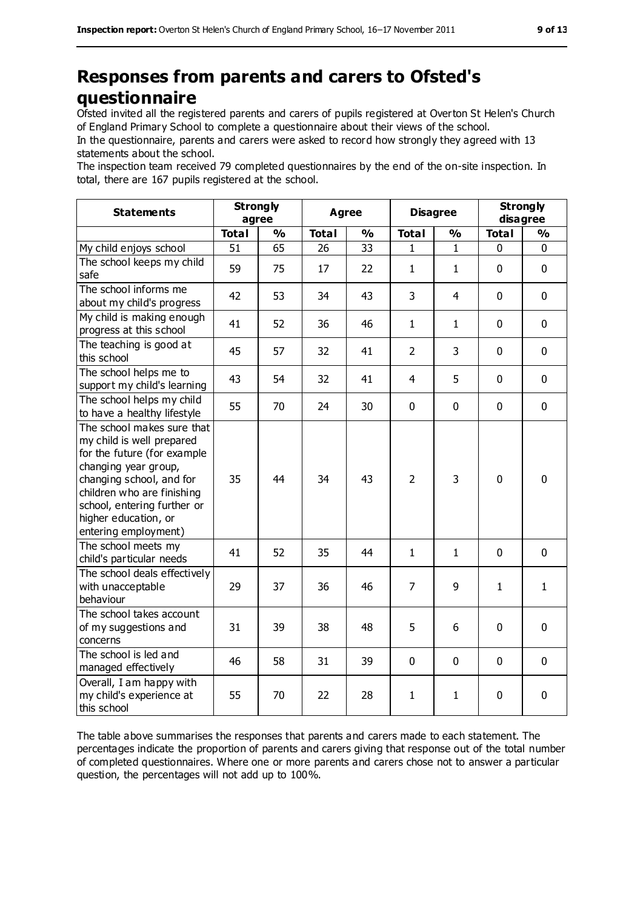# Responses from parents and carers to Ofsted's questionnaire

Ofsted invited all the registered parents and carers of pupils registered at Overton St Helen's Church of England Primary School to complete a questionnaire about their views of the school.

In the questionnaire, parents and carers were asked to record how strongly they agreed with 13 statements about the school.

The inspection team received 79 completed questionnaires by the end of the on-site inspection. In total, there are 167 pupils registered at the school.

| Statements | Strongly agree | | Agree | | Disagree | | Strongly disagree | |
|---|---|---|---|---|---|---|---|---|
| | Total | % | Total | % | Total | % | Total | % |
| My child enjoys school | 51 | 65 | 26 | 33 | 1 | 1 | 0 | 0 |
| The school keeps my child safe | 59 | 75 | 17 | 22 | 1 | 1 | 0 | 0 |
| The school informs me about my child's progress | 42 | 53 | 34 | 43 | 3 | 4 | 0 | 0 |
| My child is making enough progress at this school | 41 | 52 | 36 | 46 | 1 | 1 | 0 | 0 |
| The teaching is good at this school | 45 | 57 | 32 | 41 | 2 | 3 | 0 | 0 |
| The school helps me to support my child's learning | 43 | 54 | 32 | 41 | 4 | 5 | 0 | 0 |
| The school helps my child to have a healthy lifestyle | 55 | 70 | 24 | 30 | 0 | 0 | 0 | 0 |
| The school makes sure that my child is well prepared for the future (for example changing year group, changing school, and for children who are finishing school, entering further or higher education, or entering employment) | 35 | 44 | 34 | 43 | 2 | 3 | 0 | 0 |
| The school meets my child's particular needs | 41 | 52 | 35 | 44 | 1 | 1 | 0 | 0 |
| The school deals effectively with unacceptable behaviour | 29 | 37 | 36 | 46 | 7 | 9 | 1 | 1 |
| The school takes account of my suggestions and concerns | 31 | 39 | 38 | 48 | 5 | 6 | 0 | 0 |
| The school is led and managed effectively | 46 | 58 | 31 | 39 | 0 | 0 | 0 | 0 |
| Overall, I am happy with my child's experience at this school | 55 | 70 | 22 | 28 | 1 | 1 | 0 | 0 |

The table above summarises the responses that parents and carers made to each statement. The percentages indicate the proportion of parents and carers giving that response out of the total number of completed questionnaires. Where one or more parents and carers chose not to answer a particular question, the percentages will not add up to 100%.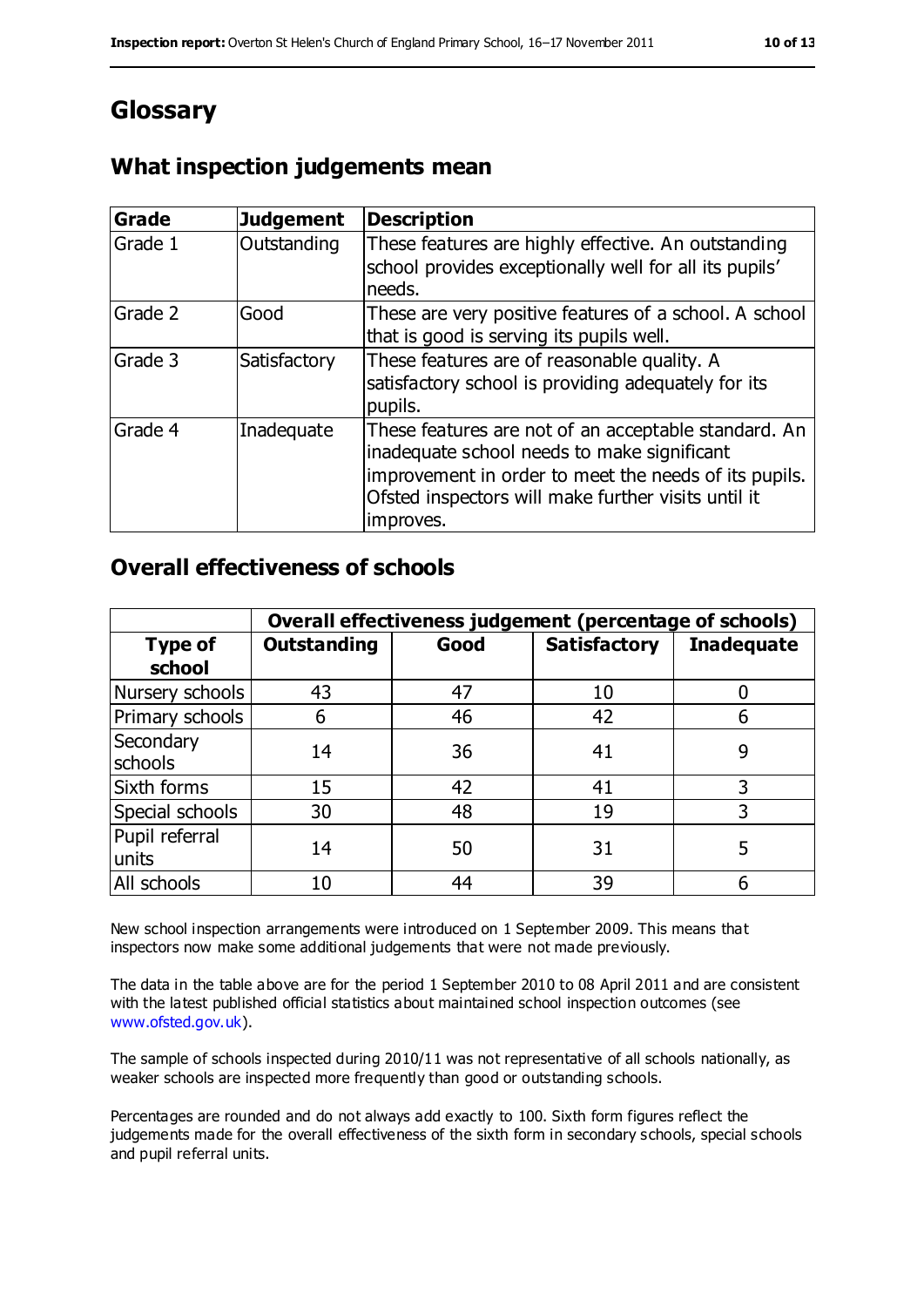# Glossary

## What inspection judgements mean

| Grade | Judgement | Description |
|---|---|---|
| Grade 1 | Outstanding | These features are highly effective. An outstanding school provides exceptionally well for all its pupils' needs. |
| Grade 2 | Good | These are very positive features of a school. A school that is good is serving its pupils well. |
| Grade 3 | Satisfactory | These features are of reasonable quality. A satisfactory school is providing adequately for its pupils. |
| Grade 4 | Inadequate | These features are not of an acceptable standard. An inadequate school needs to make significant improvement in order to meet the needs of its pupils. Ofsted inspectors will make further visits until it improves. |

## Overall effectiveness of schools

| | **Overall effectiveness judgement (percentage of schools)** | | | |
|---|---|---|---|---|
| **Type of school** | **Outstanding** | **Good** | **Satisfactory** | **Inadequate** |
| Nursery schools | 43 | 47 | 10 | 0 |
| Primary schools | 6 | 46 | 42 | 6 |
| Secondary schools | 14 | 36 | 41 | 9 |
| Sixth forms | 15 | 42 | 41 | 3 |
| Special schools | 30 | 48 | 19 | 3 |
| Pupil referral units | 14 | 50 | 31 | 5 |
| All schools | 10 | 44 | 39 | 6 |

New school inspection arrangements were introduced on 1 September 2009. This means that inspectors now make some additional judgements that were not made previously.

The data in the table above are for the period 1 September 2010 to 08 April 2011 and are consistent with the latest published official statistics about maintained school inspection outcomes (see www.ofsted.gov.uk).

The sample of schools inspected during 2010/11 was not representative of all schools nationally, as weaker schools are inspected more frequently than good or outstanding schools.

Percentages are rounded and do not always add exactly to 100. Sixth form figures reflect the judgements made for the overall effectiveness of the sixth form in secondary schools, special schools and pupil referral units.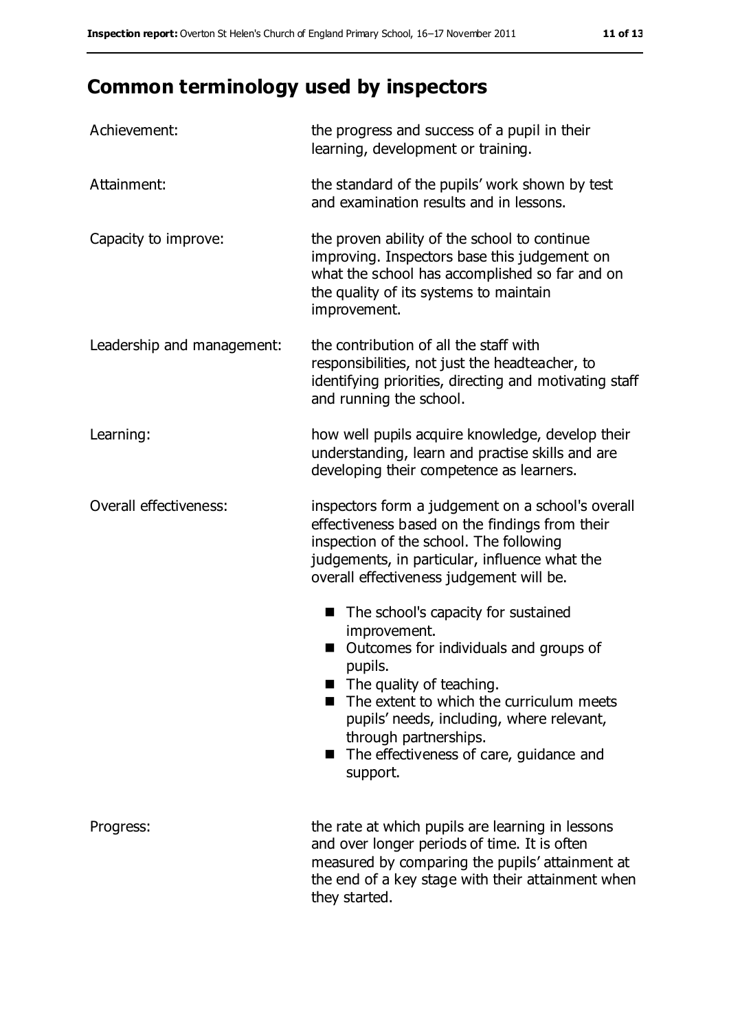## Common terminology used by inspectors

| | |
|---|---|
| Achievement: | the progress and success of a pupil in their learning, development or training. |
| Attainment: | the standard of the pupils' work shown by test and examination results and in lessons. |
| Capacity to improve: | the proven ability of the school to continue improving. Inspectors base this judgement on what the school has accomplished so far and on the quality of its systems to maintain improvement. |
| Leadership and management: | the contribution of all the staff with responsibilities, not just the headteacher, to identifying priorities, directing and motivating staff and running the school. |
| Learning: | how well pupils acquire knowledge, develop their understanding, learn and practise skills and are developing their competence as learners. |
| Overall effectiveness: | inspectors form a judgement on a school's overall effectiveness based on the findings from their inspection of the school. The following judgements, in particular, influence what the overall effectiveness judgement will be.<br>■ The school's capacity for sustained improvement.<br>■ Outcomes for individuals and groups of pupils.<br>■ The quality of teaching.<br>■ The extent to which the curriculum meets pupils' needs, including, where relevant, through partnerships.<br>■ The effectiveness of care, guidance and support. |
| Progress: | the rate at which pupils are learning in lessons and over longer periods of time. It is often measured by comparing the pupils' attainment at the end of a key stage with their attainment when they started. |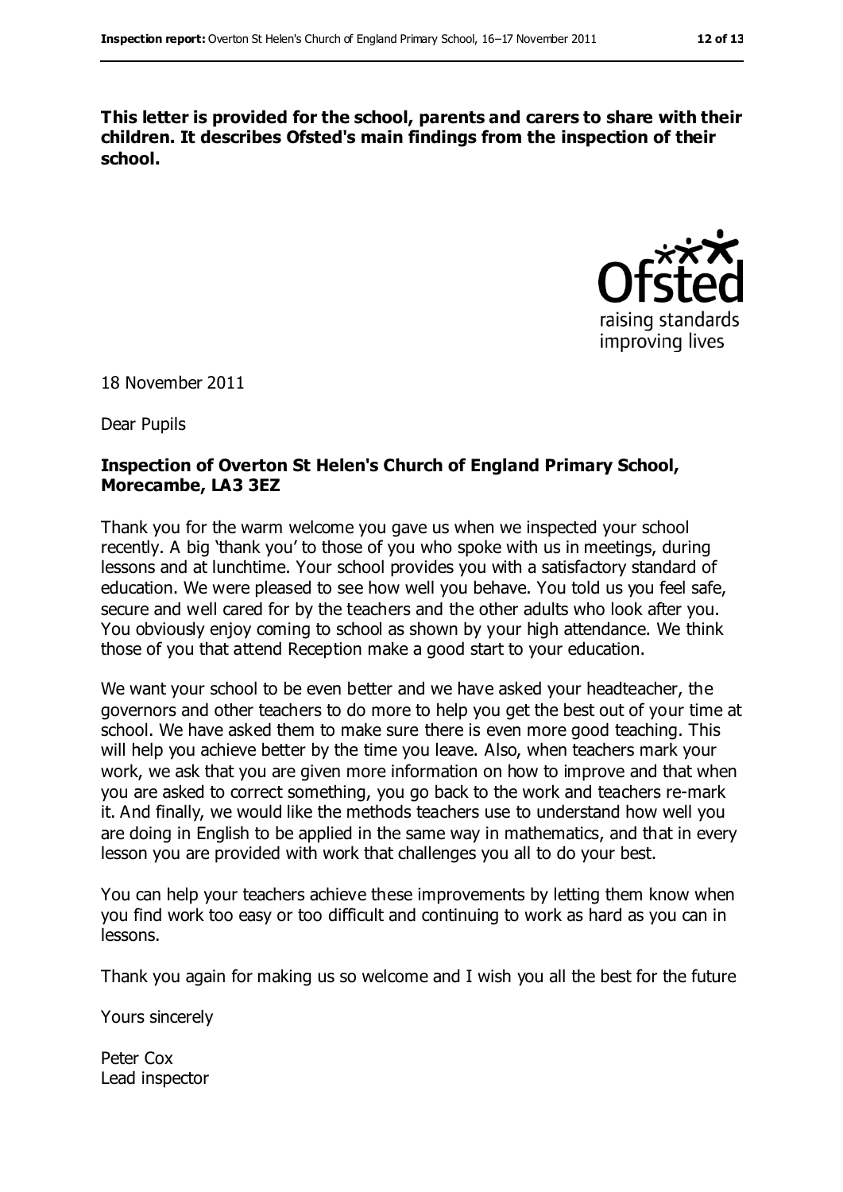**This letter is provided for the school, parents and carers to share with their children. It describes Ofsted's main findings from the inspection of their school.**

18 November 2011

Dear Pupils

**Inspection of Overton St Helen's Church of England Primary School, Morecambe, LA3 3EZ**

Thank you for the warm welcome you gave us when we inspected your school recently. A big 'thank you' to those of you who spoke with us in meetings, during lessons and at lunchtime. Your school provides you with a satisfactory standard of education. We were pleased to see how well you behave. You told us you feel safe, secure and well cared for by the teachers and the other adults who look after you. You obviously enjoy coming to school as shown by your high attendance. We think those of you that attend Reception make a good start to your education.

We want your school to be even better and we have asked your headteacher, the governors and other teachers to do more to help you get the best out of your time at school. We have asked them to make sure there is even more good teaching. This will help you achieve better by the time you leave. Also, when teachers mark your work, we ask that you are given more information on how to improve and that when you are asked to correct something, you go back to the work and teachers re-mark it. And finally, we would like the methods teachers use to understand how well you are doing in English to be applied in the same way in mathematics, and that in every lesson you are provided with work that challenges you all to do your best.

You can help your teachers achieve these improvements by letting them know when you find work too easy or too difficult and continuing to work as hard as you can in lessons.

Thank you again for making us so welcome and I wish you all the best for the future

Yours sincerely

Peter Cox
Lead inspector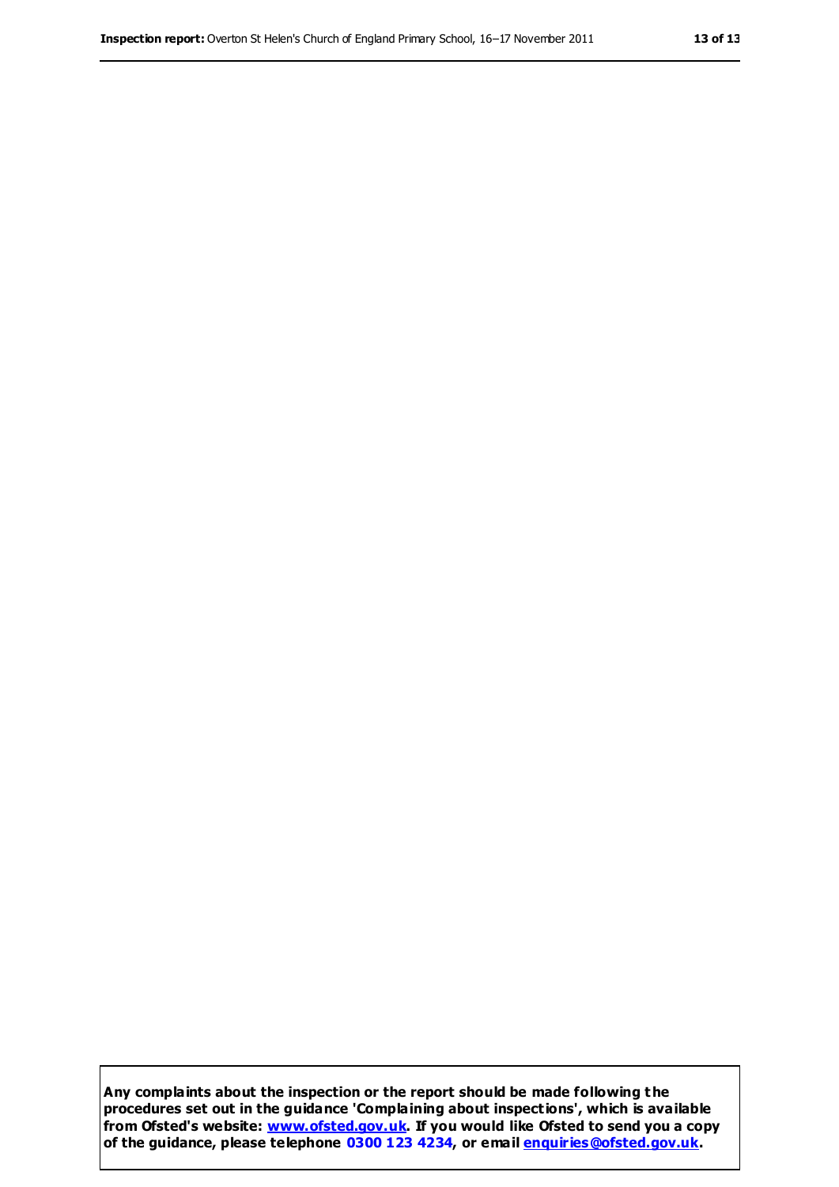**Any complaints about the inspection or the report should be made following the procedures set out in the guidance 'Complaining about inspections', which is available from Ofsted's website: www.ofsted.gov.uk. If you would like Ofsted to send you a copy of the guidance, please telephone 0300 123 4234, or email enquiries@ofsted.gov.uk.**